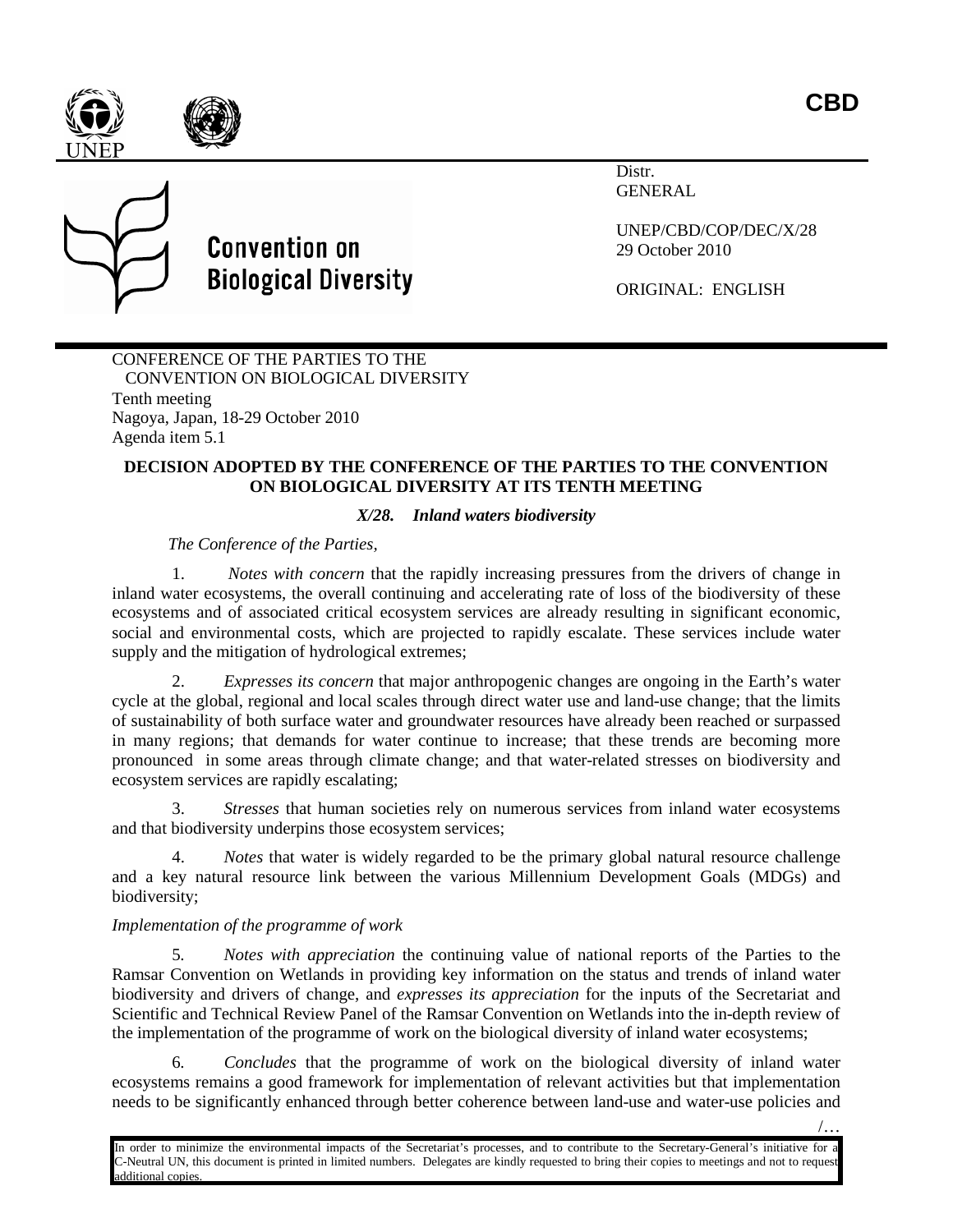**CBD**

**Convention on Biological Diversity**

Distr.
GENERAL

UNEP/CBD/COP/DEC/X/28
29 October 2010

ORIGINAL: ENGLISH

CONFERENCE OF THE PARTIES TO THE CONVENTION ON BIOLOGICAL DIVERSITY
Tenth meeting
Nagoya, Japan, 18-29 October 2010
Agenda item 5.1

**DECISION ADOPTED BY THE CONFERENCE OF THE PARTIES TO THE CONVENTION ON BIOLOGICAL DIVERSITY AT ITS TENTH MEETING**

***X/28. Inland waters biodiversity***

*The Conference of the Parties*,

1. *Notes with concern* that the rapidly increasing pressures from the drivers of change in inland water ecosystems, the overall continuing and accelerating rate of loss of the biodiversity of these ecosystems and of associated critical ecosystem services are already resulting in significant economic, social and environmental costs, which are projected to rapidly escalate. These services include water supply and the mitigation of hydrological extremes;

2. *Expresses its concern* that major anthropogenic changes are ongoing in the Earth's water cycle at the global, regional and local scales through direct water use and land-use change; that the limits of sustainability of both surface water and groundwater resources have already been reached or surpassed in many regions; that demands for water continue to increase; that these trends are becoming more pronounced in some areas through climate change; and that water-related stresses on biodiversity and ecosystem services are rapidly escalating;

3. *Stresses* that human societies rely on numerous services from inland water ecosystems and that biodiversity underpins those ecosystem services;

4. *Notes* that water is widely regarded to be the primary global natural resource challenge and a key natural resource link between the various Millennium Development Goals (MDGs) and biodiversity;

*Implementation of the programme of work*

5. *Notes with appreciation* the continuing value of national reports of the Parties to the Ramsar Convention on Wetlands in providing key information on the status and trends of inland water biodiversity and drivers of change, and *expresses its appreciation* for the inputs of the Secretariat and Scientific and Technical Review Panel of the Ramsar Convention on Wetlands into the in-depth review of the implementation of the programme of work on the biological diversity of inland water ecosystems;

6. *Concludes* that the programme of work on the biological diversity of inland water ecosystems remains a good framework for implementation of relevant activities but that implementation needs to be significantly enhanced through better coherence between land-use and water-use policies and

/…

In order to minimize the environmental impacts of the Secretariat's processes, and to contribute to the Secretary-General's initiative for a C-Neutral UN, this document is printed in limited numbers. Delegates are kindly requested to bring their copies to meetings and not to request additional copies.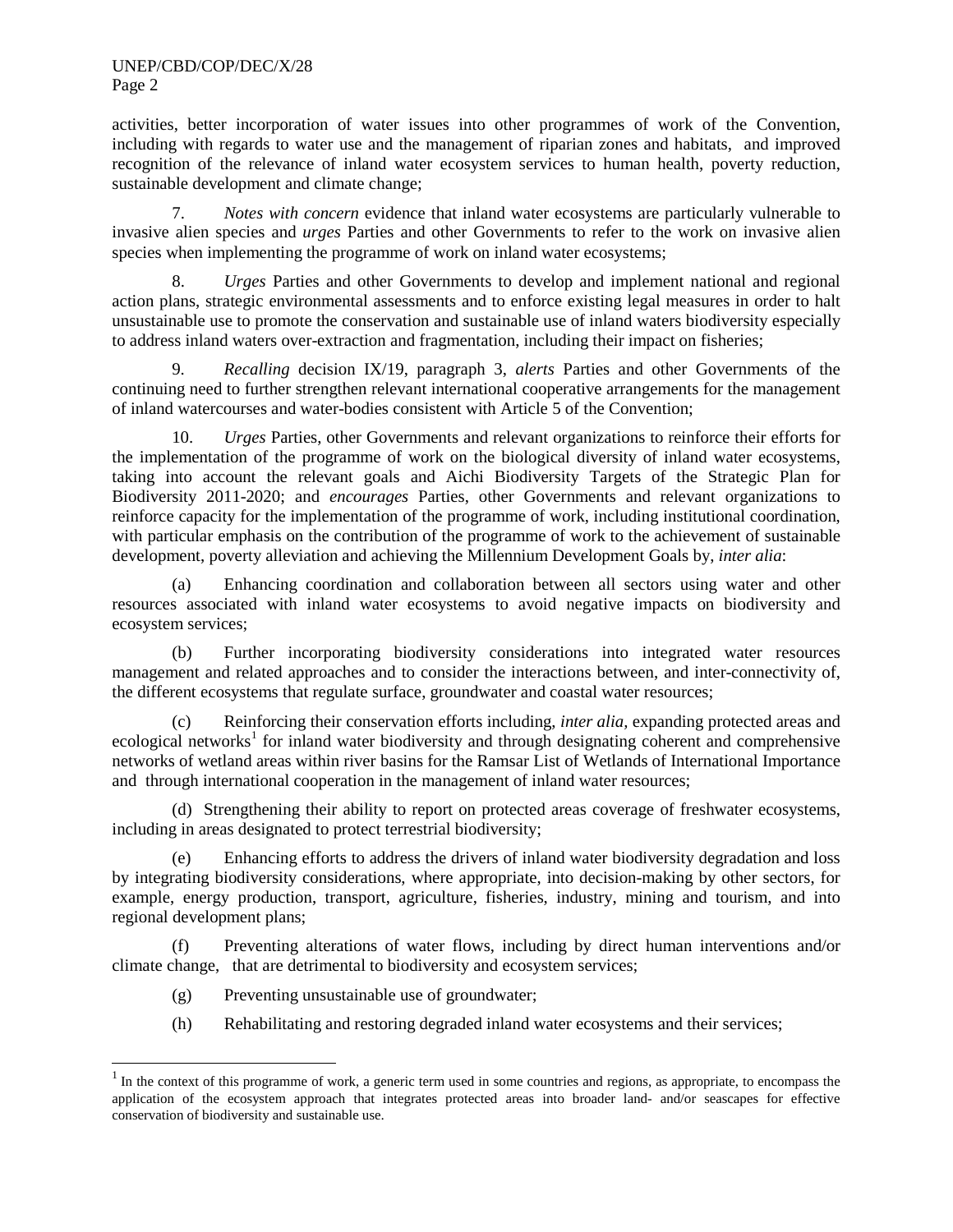activities, better incorporation of water issues into other programmes of work of the Convention, including with regards to water use and the management of riparian zones and habitats, and improved recognition of the relevance of inland water ecosystem services to human health, poverty reduction, sustainable development and climate change;

7. *Notes with concern* evidence that inland water ecosystems are particularly vulnerable to invasive alien species and *urges* Parties and other Governments to refer to the work on invasive alien species when implementing the programme of work on inland water ecosystems;

8. *Urges* Parties and other Governments to develop and implement national and regional action plans, strategic environmental assessments and to enforce existing legal measures in order to halt unsustainable use to promote the conservation and sustainable use of inland waters biodiversity especially to address inland waters over-extraction and fragmentation, including their impact on fisheries;

9. *Recalling* decision IX/19, paragraph 3, *alerts* Parties and other Governments of the continuing need to further strengthen relevant international cooperative arrangements for the management of inland watercourses and water-bodies consistent with Article 5 of the Convention;

10. *Urges* Parties, other Governments and relevant organizations to reinforce their efforts for the implementation of the programme of work on the biological diversity of inland water ecosystems, taking into account the relevant goals and Aichi Biodiversity Targets of the Strategic Plan for Biodiversity 2011-2020; and *encourages* Parties, other Governments and relevant organizations to reinforce capacity for the implementation of the programme of work, including institutional coordination, with particular emphasis on the contribution of the programme of work to the achievement of sustainable development, poverty alleviation and achieving the Millennium Development Goals by, *inter alia*:

(a) Enhancing coordination and collaboration between all sectors using water and other resources associated with inland water ecosystems to avoid negative impacts on biodiversity and ecosystem services;

(b) Further incorporating biodiversity considerations into integrated water resources management and related approaches and to consider the interactions between, and inter-connectivity of, the different ecosystems that regulate surface, groundwater and coastal water resources;

(c) Reinforcing their conservation efforts including, *inter alia*, expanding protected areas and ecological networks[1] for inland water biodiversity and through designating coherent and comprehensive networks of wetland areas within river basins for the Ramsar List of Wetlands of International Importance and through international cooperation in the management of inland water resources;

(d) Strengthening their ability to report on protected areas coverage of freshwater ecosystems, including in areas designated to protect terrestrial biodiversity;

(e) Enhancing efforts to address the drivers of inland water biodiversity degradation and loss by integrating biodiversity considerations, where appropriate, into decision-making by other sectors, for example, energy production, transport, agriculture, fisheries, industry, mining and tourism, and into regional development plans;

(f) Preventing alterations of water flows, including by direct human interventions and/or climate change, that are detrimental to biodiversity and ecosystem services;

(g) Preventing unsustainable use of groundwater;

(h) Rehabilitating and restoring degraded inland water ecosystems and their services;

---

[1] In the context of this programme of work, a generic term used in some countries and regions, as appropriate, to encompass the application of the ecosystem approach that integrates protected areas into broader land- and/or seascapes for effective conservation of biodiversity and sustainable use.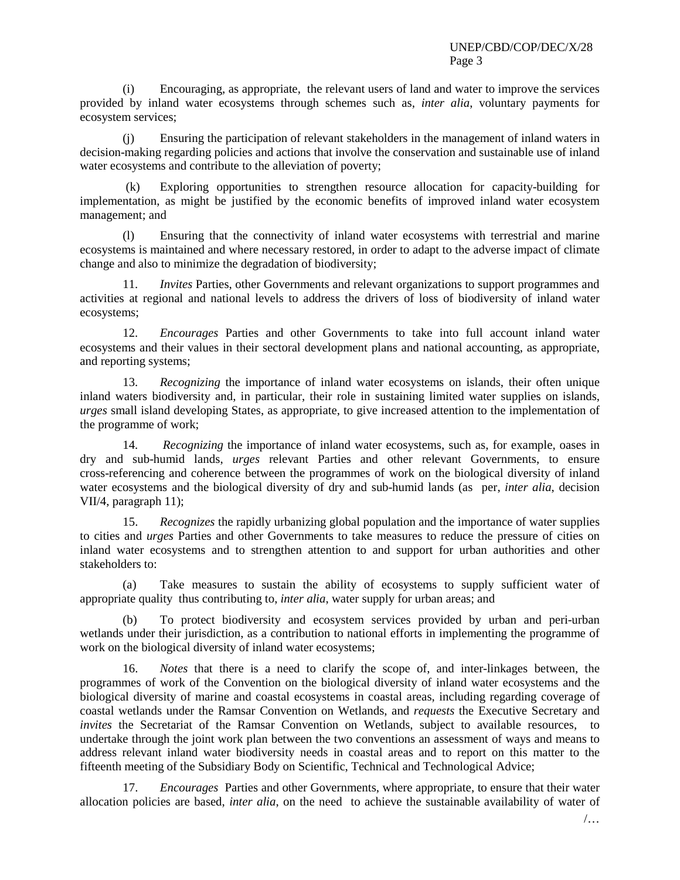(i) Encouraging, as appropriate, the relevant users of land and water to improve the services provided by inland water ecosystems through schemes such as, *inter alia*, voluntary payments for ecosystem services;

(j) Ensuring the participation of relevant stakeholders in the management of inland waters in decision-making regarding policies and actions that involve the conservation and sustainable use of inland water ecosystems and contribute to the alleviation of poverty;

(k) Exploring opportunities to strengthen resource allocation for capacity-building for implementation, as might be justified by the economic benefits of improved inland water ecosystem management; and

(l) Ensuring that the connectivity of inland water ecosystems with terrestrial and marine ecosystems is maintained and where necessary restored, in order to adapt to the adverse impact of climate change and also to minimize the degradation of biodiversity;

11. *Invites* Parties, other Governments and relevant organizations to support programmes and activities at regional and national levels to address the drivers of loss of biodiversity of inland water ecosystems;

12. *Encourages* Parties and other Governments to take into full account inland water ecosystems and their values in their sectoral development plans and national accounting, as appropriate, and reporting systems;

13. *Recognizing* the importance of inland water ecosystems on islands, their often unique inland waters biodiversity and, in particular, their role in sustaining limited water supplies on islands, *urges* small island developing States, as appropriate, to give increased attention to the implementation of the programme of work;

14. *Recognizing* the importance of inland water ecosystems, such as, for example, oases in dry and sub-humid lands, *urges* relevant Parties and other relevant Governments, to ensure cross-referencing and coherence between the programmes of work on the biological diversity of inland water ecosystems and the biological diversity of dry and sub-humid lands (as per, *inter alia*, decision VII/4, paragraph 11);

15. *Recognizes* the rapidly urbanizing global population and the importance of water supplies to cities and *urges* Parties and other Governments to take measures to reduce the pressure of cities on inland water ecosystems and to strengthen attention to and support for urban authorities and other stakeholders to:

(a) Take measures to sustain the ability of ecosystems to supply sufficient water of appropriate quality thus contributing to, *inter alia*, water supply for urban areas; and

(b) To protect biodiversity and ecosystem services provided by urban and peri-urban wetlands under their jurisdiction, as a contribution to national efforts in implementing the programme of work on the biological diversity of inland water ecosystems;

16. *Notes* that there is a need to clarify the scope of, and inter-linkages between, the programmes of work of the Convention on the biological diversity of inland water ecosystems and the biological diversity of marine and coastal ecosystems in coastal areas, including regarding coverage of coastal wetlands under the Ramsar Convention on Wetlands, and *requests* the Executive Secretary and *invites* the Secretariat of the Ramsar Convention on Wetlands, subject to available resources, to undertake through the joint work plan between the two conventions an assessment of ways and means to address relevant inland water biodiversity needs in coastal areas and to report on this matter to the fifteenth meeting of the Subsidiary Body on Scientific, Technical and Technological Advice;

17. *Encourages* Parties and other Governments, where appropriate, to ensure that their water allocation policies are based, *inter alia*, on the need to achieve the sustainable availability of water of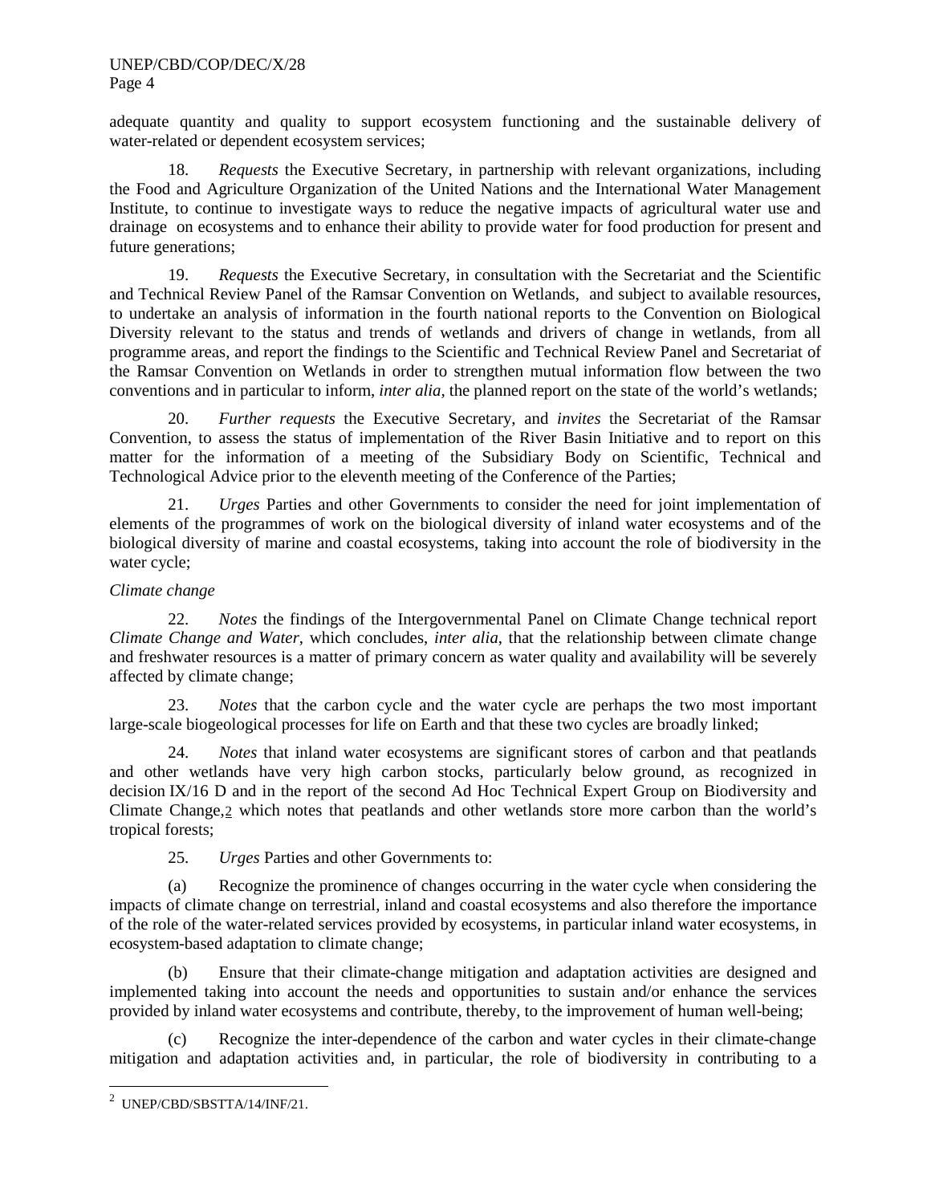adequate quantity and quality to support ecosystem functioning and the sustainable delivery of water-related or dependent ecosystem services;

18. *Requests* the Executive Secretary, in partnership with relevant organizations, including the Food and Agriculture Organization of the United Nations and the International Water Management Institute, to continue to investigate ways to reduce the negative impacts of agricultural water use and drainage on ecosystems and to enhance their ability to provide water for food production for present and future generations;

19. *Requests* the Executive Secretary, in consultation with the Secretariat and the Scientific and Technical Review Panel of the Ramsar Convention on Wetlands, and subject to available resources, to undertake an analysis of information in the fourth national reports to the Convention on Biological Diversity relevant to the status and trends of wetlands and drivers of change in wetlands, from all programme areas, and report the findings to the Scientific and Technical Review Panel and Secretariat of the Ramsar Convention on Wetlands in order to strengthen mutual information flow between the two conventions and in particular to inform, *inter alia*, the planned report on the state of the world's wetlands;

20. *Further requests* the Executive Secretary, and *invites* the Secretariat of the Ramsar Convention, to assess the status of implementation of the River Basin Initiative and to report on this matter for the information of a meeting of the Subsidiary Body on Scientific, Technical and Technological Advice prior to the eleventh meeting of the Conference of the Parties;

21. *Urges* Parties and other Governments to consider the need for joint implementation of elements of the programmes of work on the biological diversity of inland water ecosystems and of the biological diversity of marine and coastal ecosystems, taking into account the role of biodiversity in the water cycle;

*Climate change*

22. *Notes* the findings of the Intergovernmental Panel on Climate Change technical report *Climate Change and Water*, which concludes, *inter alia*, that the relationship between climate change and freshwater resources is a matter of primary concern as water quality and availability will be severely affected by climate change;

23. *Notes* that the carbon cycle and the water cycle are perhaps the two most important large-scale biogeological processes for life on Earth and that these two cycles are broadly linked;

24. *Notes* that inland water ecosystems are significant stores of carbon and that peatlands and other wetlands have very high carbon stocks, particularly below ground, as recognized in decision IX/16 D and in the report of the second Ad Hoc Technical Expert Group on Biodiversity and Climate Change,[2] which notes that peatlands and other wetlands store more carbon than the world's tropical forests;

25. *Urges* Parties and other Governments to:

(a) Recognize the prominence of changes occurring in the water cycle when considering the impacts of climate change on terrestrial, inland and coastal ecosystems and also therefore the importance of the role of the water-related services provided by ecosystems, in particular inland water ecosystems, in ecosystem-based adaptation to climate change;

(b) Ensure that their climate-change mitigation and adaptation activities are designed and implemented taking into account the needs and opportunities to sustain and/or enhance the services provided by inland water ecosystems and contribute, thereby, to the improvement of human well-being;

(c) Recognize the inter-dependence of the carbon and water cycles in their climate-change mitigation and adaptation activities and, in particular, the role of biodiversity in contributing to a

[2] UNEP/CBD/SBSTTA/14/INF/21.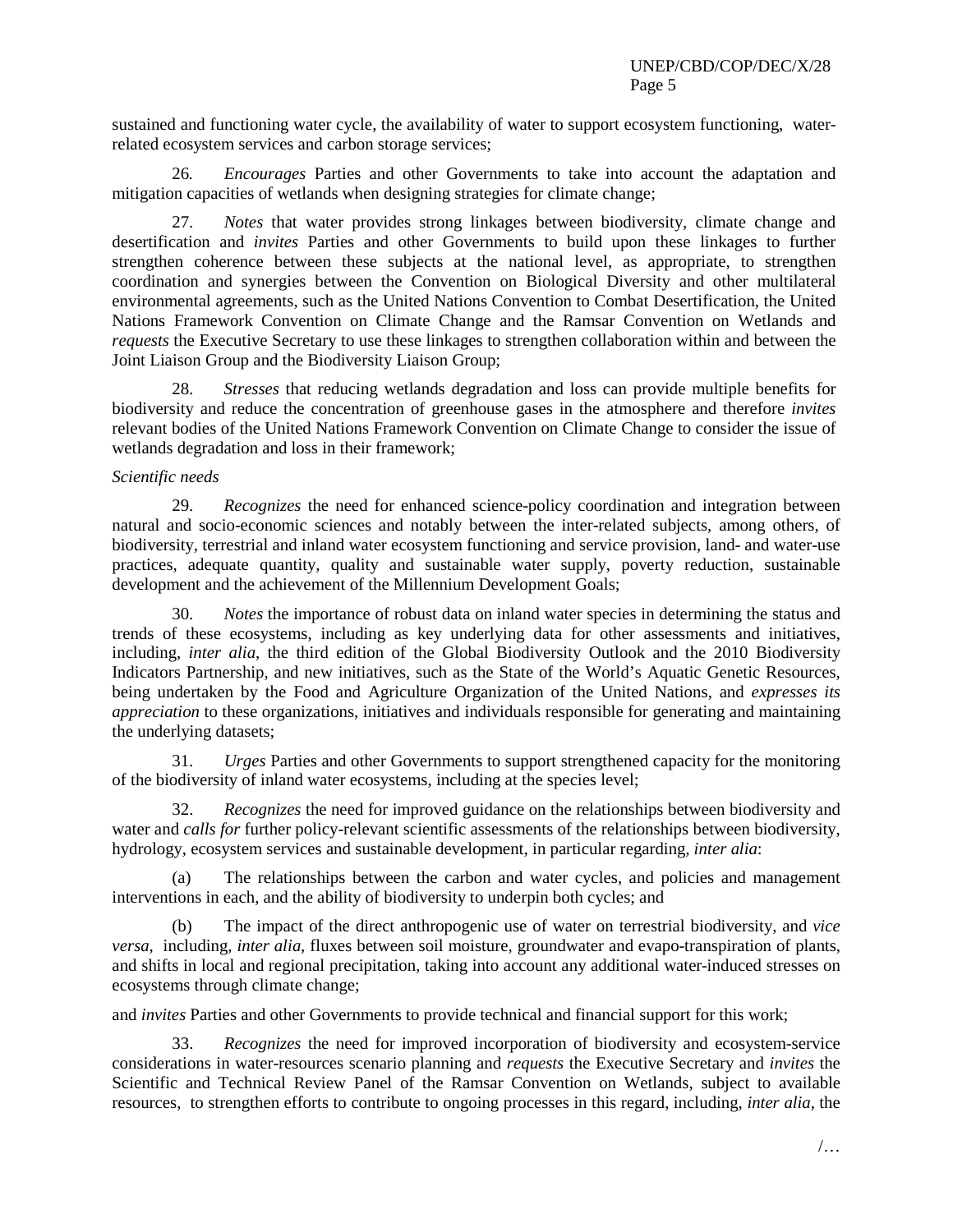sustained and functioning water cycle, the availability of water to support ecosystem functioning, water-related ecosystem services and carbon storage services;

26. *Encourages* Parties and other Governments to take into account the adaptation and mitigation capacities of wetlands when designing strategies for climate change;

27. *Notes* that water provides strong linkages between biodiversity, climate change and desertification and *invites* Parties and other Governments to build upon these linkages to further strengthen coherence between these subjects at the national level, as appropriate, to strengthen coordination and synergies between the Convention on Biological Diversity and other multilateral environmental agreements, such as the United Nations Convention to Combat Desertification, the United Nations Framework Convention on Climate Change and the Ramsar Convention on Wetlands and *requests* the Executive Secretary to use these linkages to strengthen collaboration within and between the Joint Liaison Group and the Biodiversity Liaison Group;

28. *Stresses* that reducing wetlands degradation and loss can provide multiple benefits for biodiversity and reduce the concentration of greenhouse gases in the atmosphere and therefore *invites* relevant bodies of the United Nations Framework Convention on Climate Change to consider the issue of wetlands degradation and loss in their framework;

*Scientific needs*

29. *Recognizes* the need for enhanced science-policy coordination and integration between natural and socio-economic sciences and notably between the inter-related subjects, among others, of biodiversity, terrestrial and inland water ecosystem functioning and service provision, land- and water-use practices, adequate quantity, quality and sustainable water supply, poverty reduction, sustainable development and the achievement of the Millennium Development Goals;

30. *Notes* the importance of robust data on inland water species in determining the status and trends of these ecosystems, including as key underlying data for other assessments and initiatives, including, *inter alia*, the third edition of the Global Biodiversity Outlook and the 2010 Biodiversity Indicators Partnership, and new initiatives, such as the State of the World's Aquatic Genetic Resources, being undertaken by the Food and Agriculture Organization of the United Nations, and *expresses its appreciation* to these organizations, initiatives and individuals responsible for generating and maintaining the underlying datasets;

31. *Urges* Parties and other Governments to support strengthened capacity for the monitoring of the biodiversity of inland water ecosystems, including at the species level;

32. *Recognizes* the need for improved guidance on the relationships between biodiversity and water and *calls for* further policy-relevant scientific assessments of the relationships between biodiversity, hydrology, ecosystem services and sustainable development, in particular regarding, *inter alia*:

(a) The relationships between the carbon and water cycles, and policies and management interventions in each, and the ability of biodiversity to underpin both cycles; and

(b) The impact of the direct anthropogenic use of water on terrestrial biodiversity, and *vice versa*, including, *inter alia*, fluxes between soil moisture, groundwater and evapo-transpiration of plants, and shifts in local and regional precipitation, taking into account any additional water-induced stresses on ecosystems through climate change;

and *invites* Parties and other Governments to provide technical and financial support for this work;

33. *Recognizes* the need for improved incorporation of biodiversity and ecosystem-service considerations in water-resources scenario planning and *requests* the Executive Secretary and *invites* the Scientific and Technical Review Panel of the Ramsar Convention on Wetlands, subject to available resources, to strengthen efforts to contribute to ongoing processes in this regard, including, *inter alia*, the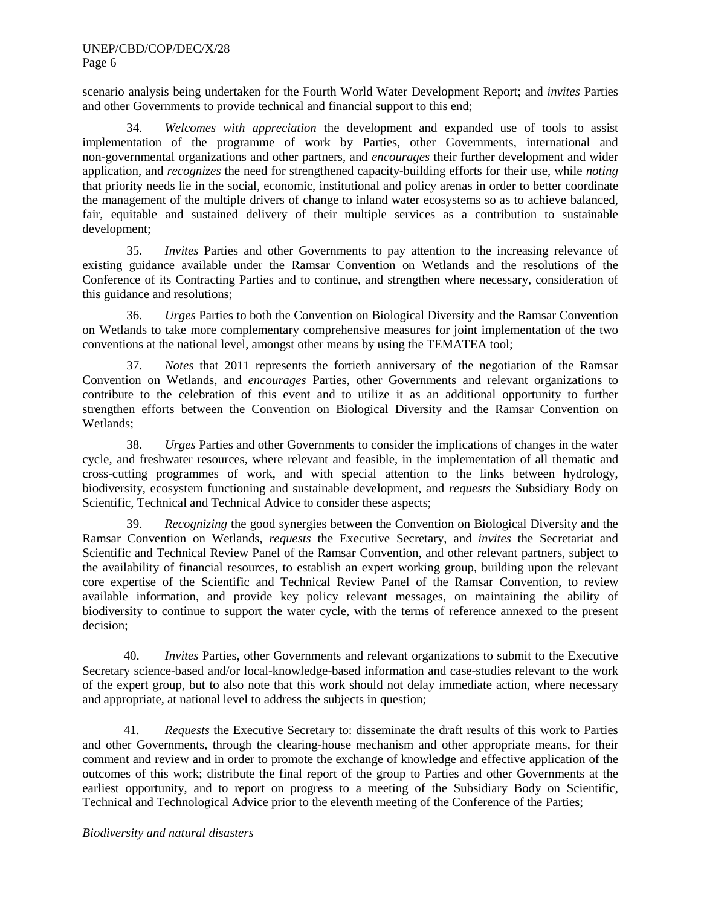scenario analysis being undertaken for the Fourth World Water Development Report; and *invites* Parties and other Governments to provide technical and financial support to this end;

34. *Welcomes with appreciation* the development and expanded use of tools to assist implementation of the programme of work by Parties, other Governments, international and non-governmental organizations and other partners, and *encourages* their further development and wider application, and *recognizes* the need for strengthened capacity-building efforts for their use, while *noting* that priority needs lie in the social, economic, institutional and policy arenas in order to better coordinate the management of the multiple drivers of change to inland water ecosystems so as to achieve balanced, fair, equitable and sustained delivery of their multiple services as a contribution to sustainable development;

35. *Invites* Parties and other Governments to pay attention to the increasing relevance of existing guidance available under the Ramsar Convention on Wetlands and the resolutions of the Conference of its Contracting Parties and to continue, and strengthen where necessary, consideration of this guidance and resolutions;

36. *Urges* Parties to both the Convention on Biological Diversity and the Ramsar Convention on Wetlands to take more complementary comprehensive measures for joint implementation of the two conventions at the national level, amongst other means by using the TEMATEA tool;

37. *Notes* that 2011 represents the fortieth anniversary of the negotiation of the Ramsar Convention on Wetlands, and *encourages* Parties, other Governments and relevant organizations to contribute to the celebration of this event and to utilize it as an additional opportunity to further strengthen efforts between the Convention on Biological Diversity and the Ramsar Convention on Wetlands;

38. *Urges* Parties and other Governments to consider the implications of changes in the water cycle, and freshwater resources, where relevant and feasible, in the implementation of all thematic and cross-cutting programmes of work, and with special attention to the links between hydrology, biodiversity, ecosystem functioning and sustainable development, and *requests* the Subsidiary Body on Scientific, Technical and Technical Advice to consider these aspects;

39. *Recognizing* the good synergies between the Convention on Biological Diversity and the Ramsar Convention on Wetlands, *requests* the Executive Secretary, and *invites* the Secretariat and Scientific and Technical Review Panel of the Ramsar Convention, and other relevant partners, subject to the availability of financial resources, to establish an expert working group, building upon the relevant core expertise of the Scientific and Technical Review Panel of the Ramsar Convention, to review available information, and provide key policy relevant messages, on maintaining the ability of biodiversity to continue to support the water cycle, with the terms of reference annexed to the present decision;

40. *Invites* Parties, other Governments and relevant organizations to submit to the Executive Secretary science-based and/or local-knowledge-based information and case-studies relevant to the work of the expert group, but to also note that this work should not delay immediate action, where necessary and appropriate, at national level to address the subjects in question;

41. *Requests* the Executive Secretary to: disseminate the draft results of this work to Parties and other Governments, through the clearing-house mechanism and other appropriate means, for their comment and review and in order to promote the exchange of knowledge and effective application of the outcomes of this work; distribute the final report of the group to Parties and other Governments at the earliest opportunity, and to report on progress to a meeting of the Subsidiary Body on Scientific, Technical and Technological Advice prior to the eleventh meeting of the Conference of the Parties;

*Biodiversity and natural disasters*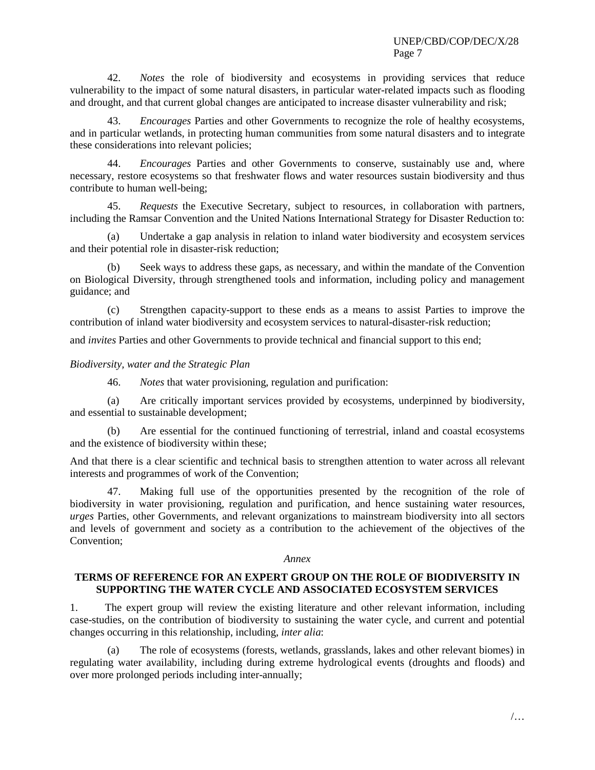42. *Notes* the role of biodiversity and ecosystems in providing services that reduce vulnerability to the impact of some natural disasters, in particular water-related impacts such as flooding and drought, and that current global changes are anticipated to increase disaster vulnerability and risk;

43. *Encourages* Parties and other Governments to recognize the role of healthy ecosystems, and in particular wetlands, in protecting human communities from some natural disasters and to integrate these considerations into relevant policies;

44. *Encourages* Parties and other Governments to conserve, sustainably use and, where necessary, restore ecosystems so that freshwater flows and water resources sustain biodiversity and thus contribute to human well-being;

45. *Requests* the Executive Secretary, subject to resources, in collaboration with partners, including the Ramsar Convention and the United Nations International Strategy for Disaster Reduction to:

(a) Undertake a gap analysis in relation to inland water biodiversity and ecosystem services and their potential role in disaster-risk reduction;

(b) Seek ways to address these gaps, as necessary, and within the mandate of the Convention on Biological Diversity, through strengthened tools and information, including policy and management guidance; and

(c) Strengthen capacity-support to these ends as a means to assist Parties to improve the contribution of inland water biodiversity and ecosystem services to natural-disaster-risk reduction;

and *invites* Parties and other Governments to provide technical and financial support to this end;

*Biodiversity, water and the Strategic Plan*

46. *Notes* that water provisioning, regulation and purification:

(a) Are critically important services provided by ecosystems, underpinned by biodiversity, and essential to sustainable development;

(b) Are essential for the continued functioning of terrestrial, inland and coastal ecosystems and the existence of biodiversity within these;

And that there is a clear scientific and technical basis to strengthen attention to water across all relevant interests and programmes of work of the Convention;

47. Making full use of the opportunities presented by the recognition of the role of biodiversity in water provisioning, regulation and purification, and hence sustaining water resources, *urges* Parties, other Governments, and relevant organizations to mainstream biodiversity into all sectors and levels of government and society as a contribution to the achievement of the objectives of the Convention;

*Annex*

**TERMS OF REFERENCE FOR AN EXPERT GROUP ON THE ROLE OF BIODIVERSITY IN SUPPORTING THE WATER CYCLE AND ASSOCIATED ECOSYSTEM SERVICES**

1. The expert group will review the existing literature and other relevant information, including case-studies, on the contribution of biodiversity to sustaining the water cycle, and current and potential changes occurring in this relationship, including, *inter alia*:

(a) The role of ecosystems (forests, wetlands, grasslands, lakes and other relevant biomes) in regulating water availability, including during extreme hydrological events (droughts and floods) and over more prolonged periods including inter-annually;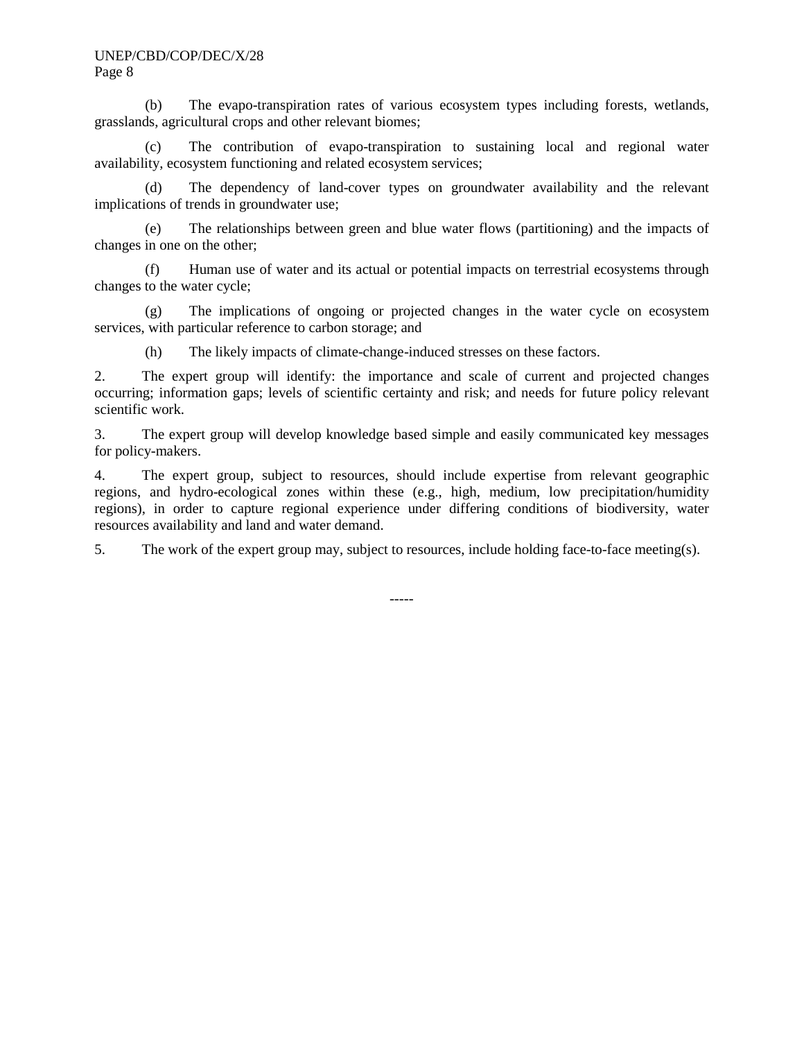(b) The evapo-transpiration rates of various ecosystem types including forests, wetlands, grasslands, agricultural crops and other relevant biomes;

(c) The contribution of evapo-transpiration to sustaining local and regional water availability, ecosystem functioning and related ecosystem services;

(d) The dependency of land-cover types on groundwater availability and the relevant implications of trends in groundwater use;

(e) The relationships between green and blue water flows (partitioning) and the impacts of changes in one on the other;

(f) Human use of water and its actual or potential impacts on terrestrial ecosystems through changes to the water cycle;

(g) The implications of ongoing or projected changes in the water cycle on ecosystem services, with particular reference to carbon storage; and

(h) The likely impacts of climate-change-induced stresses on these factors.

2. The expert group will identify: the importance and scale of current and projected changes occurring; information gaps; levels of scientific certainty and risk; and needs for future policy relevant scientific work.

3. The expert group will develop knowledge based simple and easily communicated key messages for policy-makers.

4. The expert group, subject to resources, should include expertise from relevant geographic regions, and hydro-ecological zones within these (e.g., high, medium, low precipitation/humidity regions), in order to capture regional experience under differing conditions of biodiversity, water resources availability and land and water demand.

5. The work of the expert group may, subject to resources, include holding face-to-face meeting(s).

-----